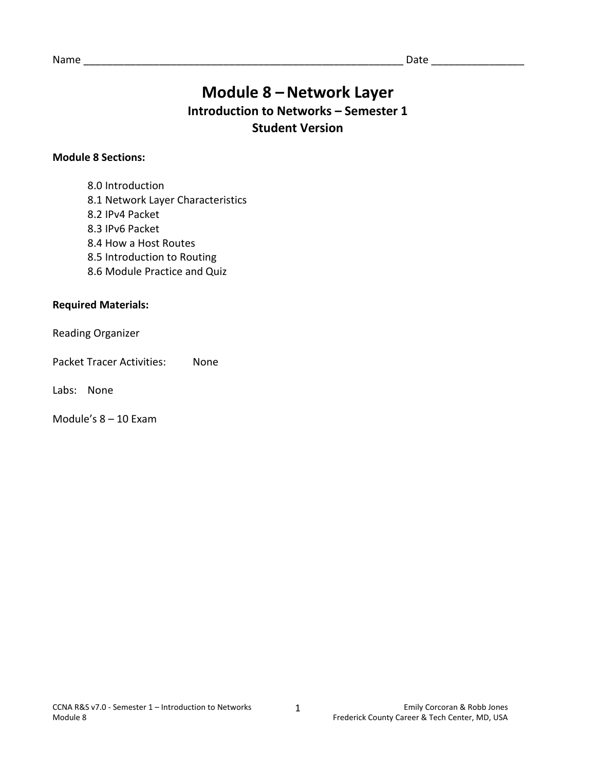Name ________________________________________________________ Date _______________

# Module 8 – Network Layer

## Introduction to Networks – Semester 1

## Student Version

**Module 8 Sections:**

- 8.0 Introduction
- 8.1 Network Layer Characteristics
- 8.2 IPv4 Packet
- 8.3 IPv6 Packet
- 8.4 How a Host Routes
- 8.5 Introduction to Routing
- 8.6 Module Practice and Quiz

**Required Materials:**

Reading Organizer

Packet Tracer Activities: None

Labs: None

Module's 8 – 10 Exam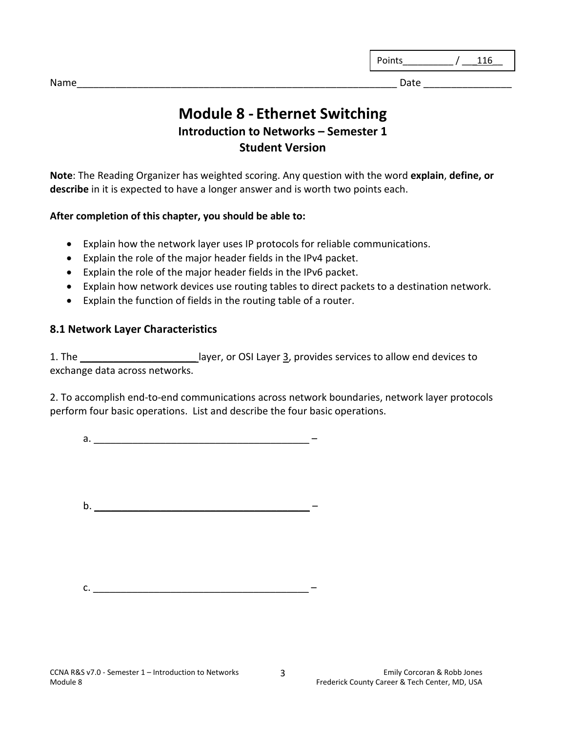Points__________ / ___116__

Name____________________________________________________________ Date ________________

# Module 8 - Ethernet Switching

## Introduction to Networks – Semester 1

## Student Version

**Note**: The Reading Organizer has weighted scoring. Any question with the word **explain**, **define, or describe** in it is expected to have a longer answer and is worth two points each.

**After completion of this chapter, you should be able to:**

- Explain how the network layer uses IP protocols for reliable communications.
- Explain the role of the major header fields in the IPv4 packet.
- Explain the role of the major header fields in the IPv6 packet.
- Explain how network devices use routing tables to direct packets to a destination network.
- Explain the function of fields in the routing table of a router.

### 8.1 Network Layer Characteristics

1. The ______________________ layer, or OSI Layer 3, provides services to allow end devices to exchange data across networks.

2. To accomplish end-to-end communications across network boundaries, network layer protocols perform four basic operations. List and describe the four basic operations.

a. ________________________________________ –

b. ________________________________________ –

c. ________________________________________ –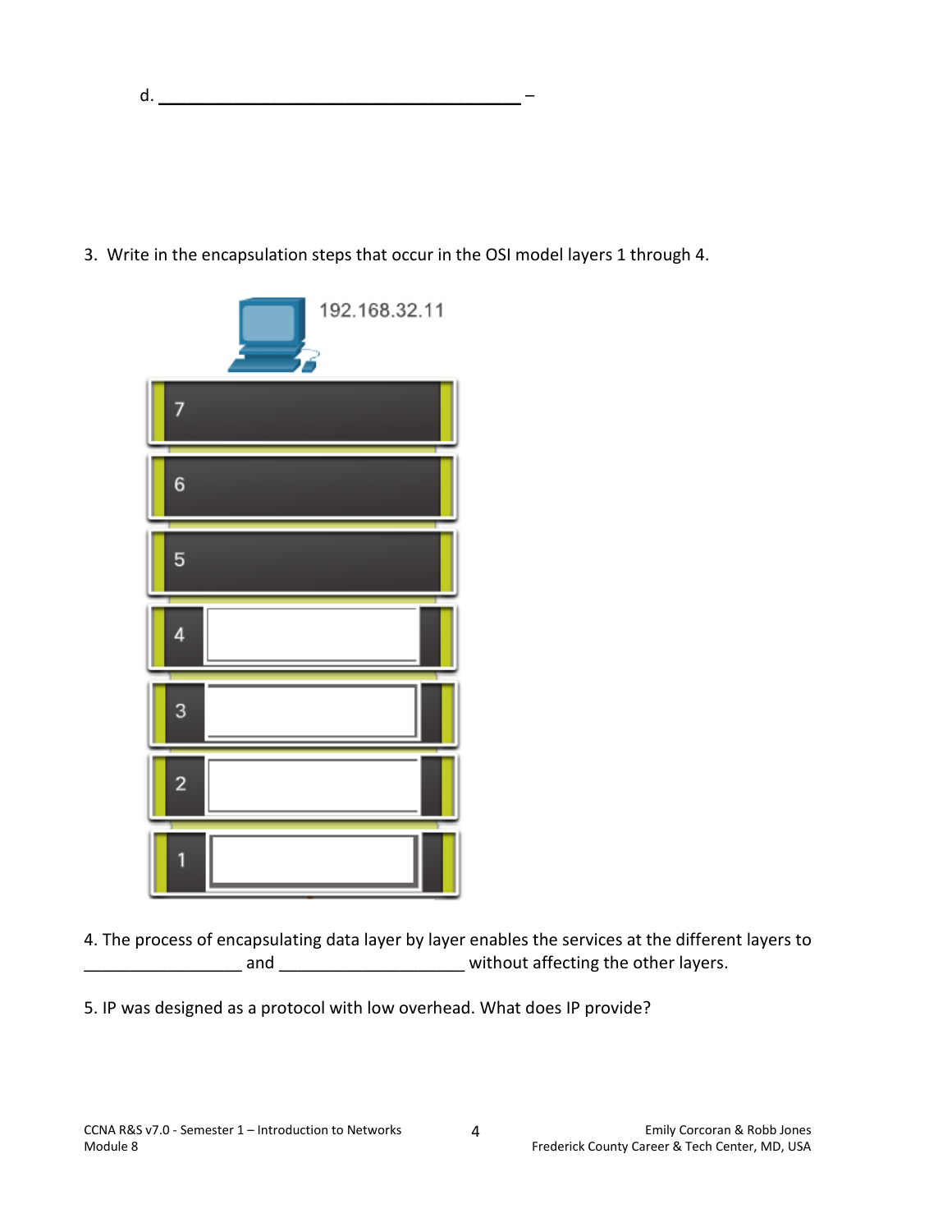d. ________________________________________ –

3. Write in the encapsulation steps that occur in the OSI model layers 1 through 4.

192.168.32.11

7

6

5

4

3

2

1

4. The process of encapsulating data layer by layer enables the services at the different layers to _________________ and ___________________ without affecting the other layers.

5. IP was designed as a protocol with low overhead. What does IP provide?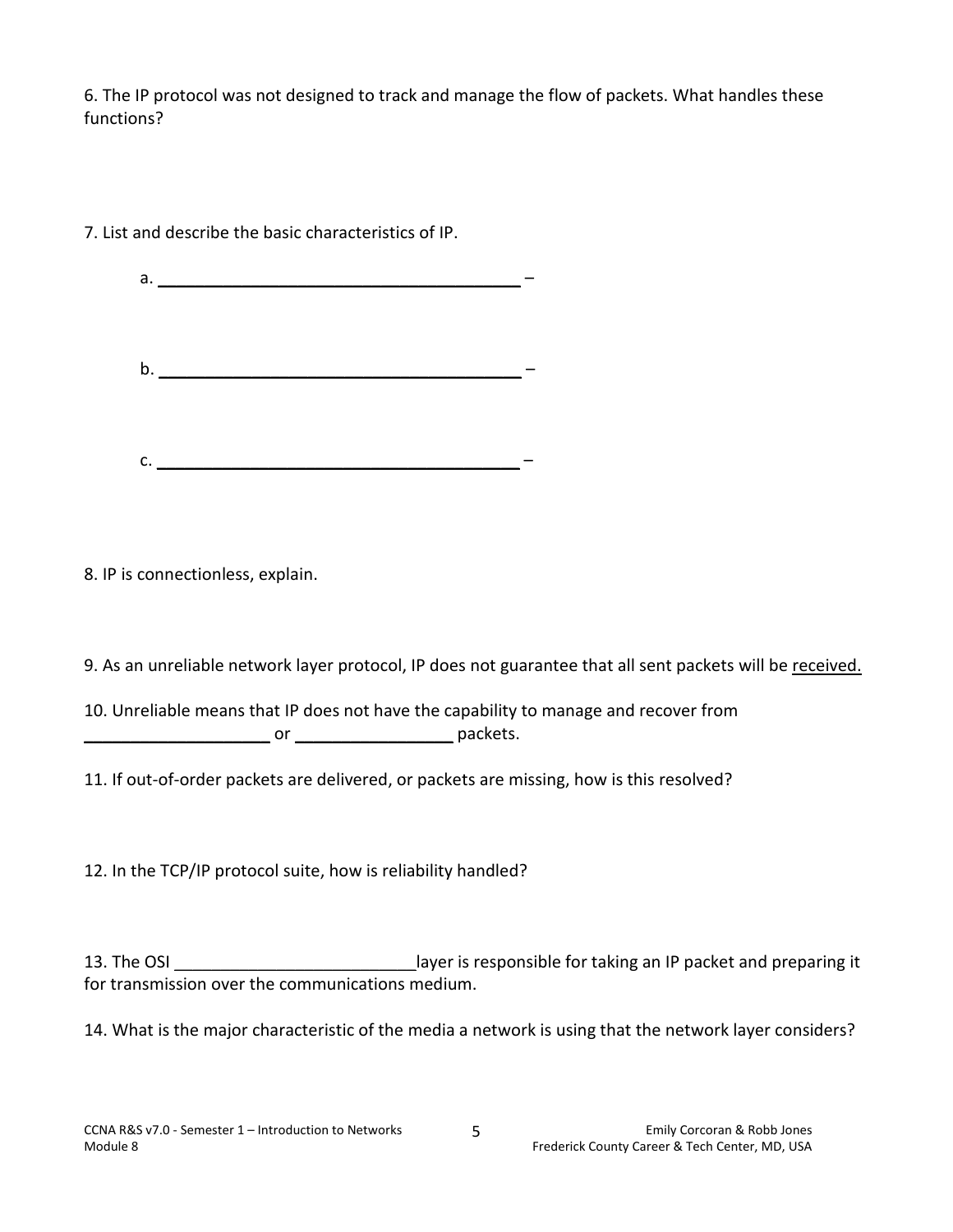6. The IP protocol was not designed to track and manage the flow of packets. What handles these functions?

7. List and describe the basic characteristics of IP.

a. ________________________________________ –

b. ________________________________________ –

c. ________________________________________ –

8. IP is connectionless, explain.

9. As an unreliable network layer protocol, IP does not guarantee that all sent packets will be <u>received.</u>

10. Unreliable means that IP does not have the capability to manage and recover from ____________________ or ________________ packets.

11. If out-of-order packets are delivered, or packets are missing, how is this resolved?

12. In the TCP/IP protocol suite, how is reliability handled?

13. The OSI ________________________ layer is responsible for taking an IP packet and preparing it for transmission over the communications medium.

14. What is the major characteristic of the media a network is using that the network layer considers?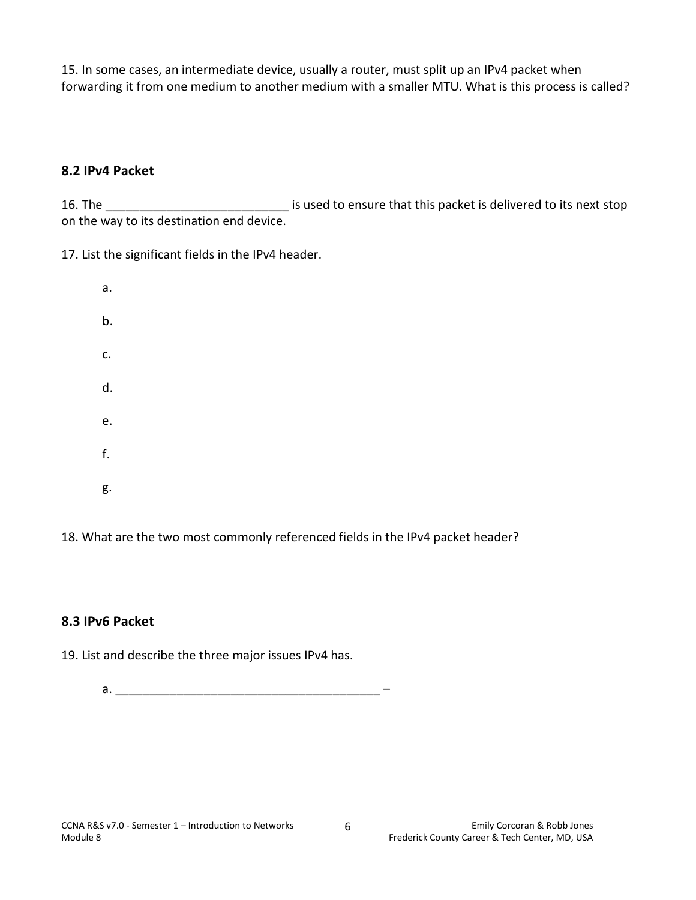15. In some cases, an intermediate device, usually a router, must split up an IPv4 packet when forwarding it from one medium to another medium with a smaller MTU. What is this process is called?

### 8.2 IPv4 Packet

16. The __________________________ is used to ensure that this packet is delivered to its next stop on the way to its destination end device.

17. List the significant fields in the IPv4 header.

   a.

   b.

   c.

   d.

   e.

   f.

   g.

18. What are the two most commonly referenced fields in the IPv4 packet header?

### 8.3 IPv6 Packet

19. List and describe the three major issues IPv4 has.

   a. _______________________________________ –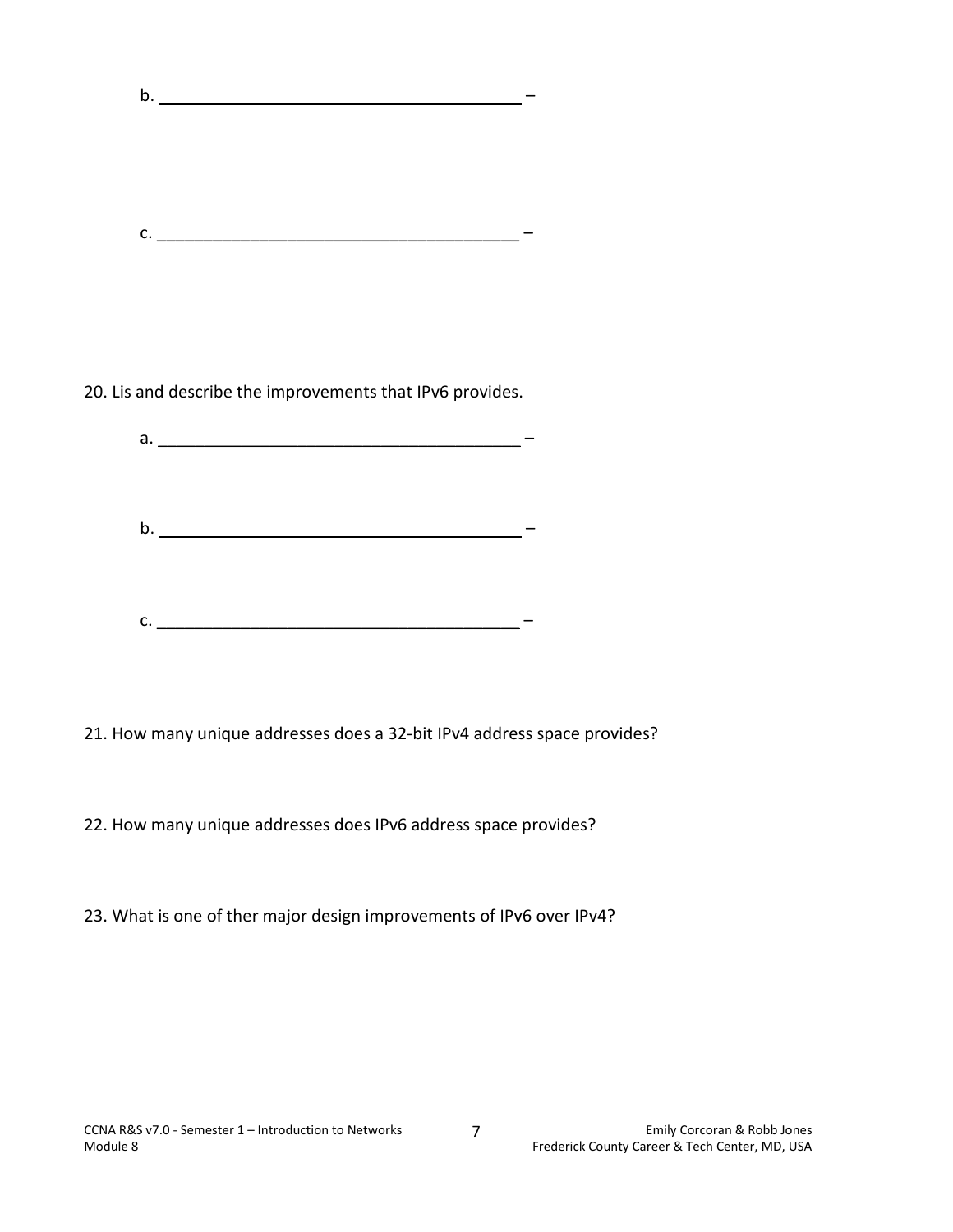b. ________________________________________ –

c. ________________________________________ –

20. Lis and describe the improvements that IPv6 provides.

a. ________________________________________ –

b. ________________________________________ –

c. ________________________________________ –

21. How many unique addresses does a 32-bit IPv4 address space provides?

22. How many unique addresses does IPv6 address space provides?

23. What is one of ther major design improvements of IPv6 over IPv4?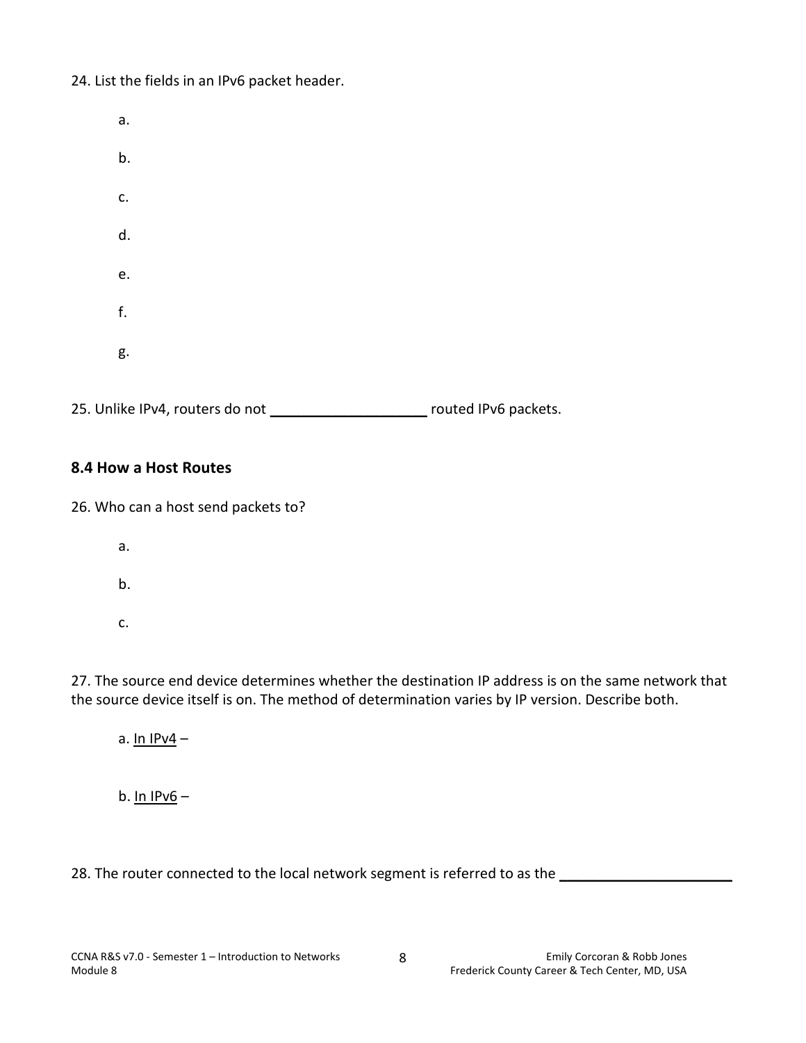24. List the fields in an IPv6 packet header.

a.

b.

c.

d.

e.

f.

g.

25. Unlike IPv4, routers do not ____________________ routed IPv6 packets.

### 8.4 How a Host Routes

26. Who can a host send packets to?

a.

b.

c.

27. The source end device determines whether the destination IP address is on the same network that the source device itself is on. The method of determination varies by IP version. Describe both.

a. <u>In IPv4</u> –

b. <u>In IPv6</u> –

28. The router connected to the local network segment is referred to as the ______________________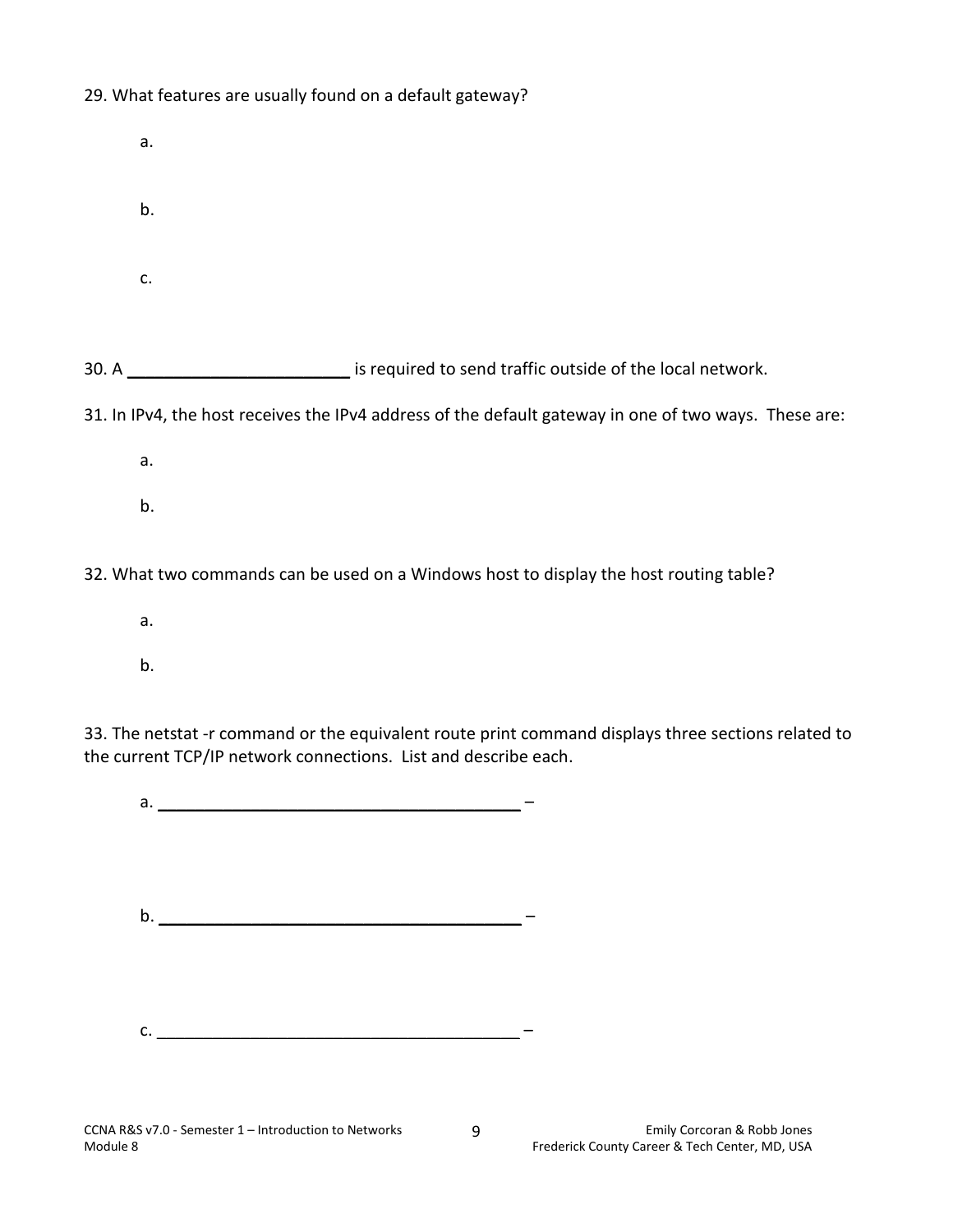29. What features are usually found on a default gateway?

   a.

   b.

   c.

30. A ________________________ is required to send traffic outside of the local network.

31. In IPv4, the host receives the IPv4 address of the default gateway in one of two ways. These are:

   a.

   b.

32. What two commands can be used on a Windows host to display the host routing table?

   a.

   b.

33. The netstat -r command or the equivalent route print command displays three sections related to the current TCP/IP network connections. List and describe each.

   a. ________________________________________ –

   b. ________________________________________ –

   c. ________________________________________ –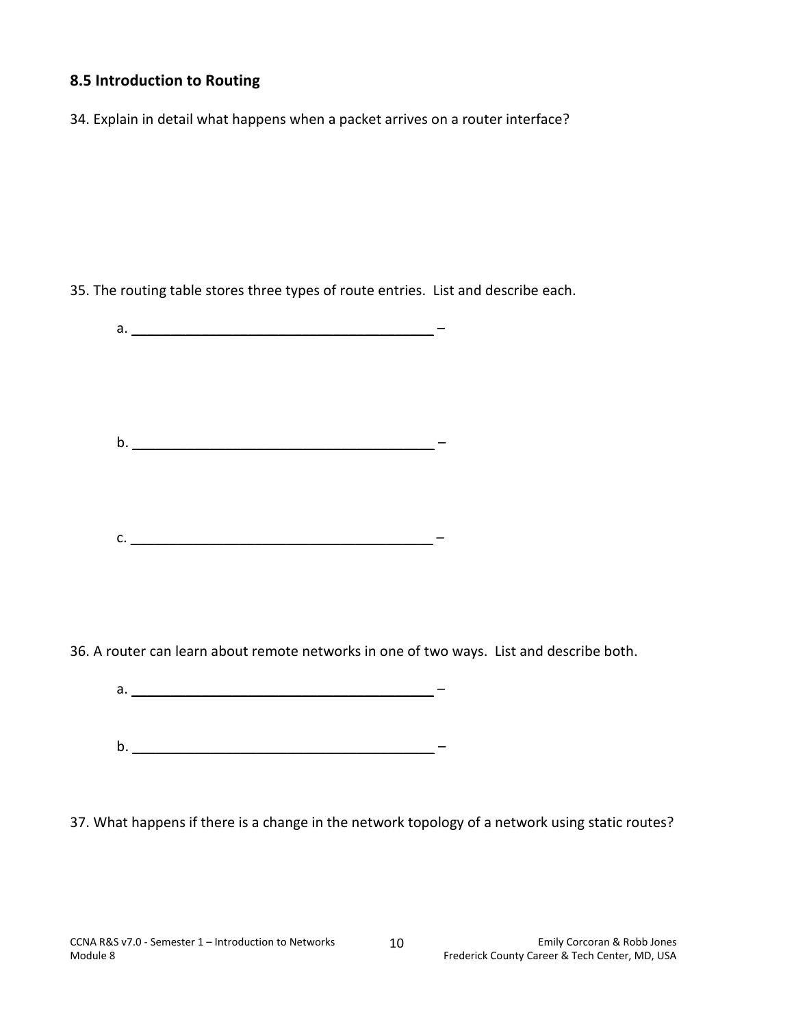## 8.5 Introduction to Routing

34. Explain in detail what happens when a packet arrives on a router interface?

35. The routing table stores three types of route entries. List and describe each.

a. _______________________________________ –

b. _______________________________________ –

c. _______________________________________ –

36. A router can learn about remote networks in one of two ways. List and describe both.

a. _______________________________________ –

b. _______________________________________ –

37. What happens if there is a change in the network topology of a network using static routes?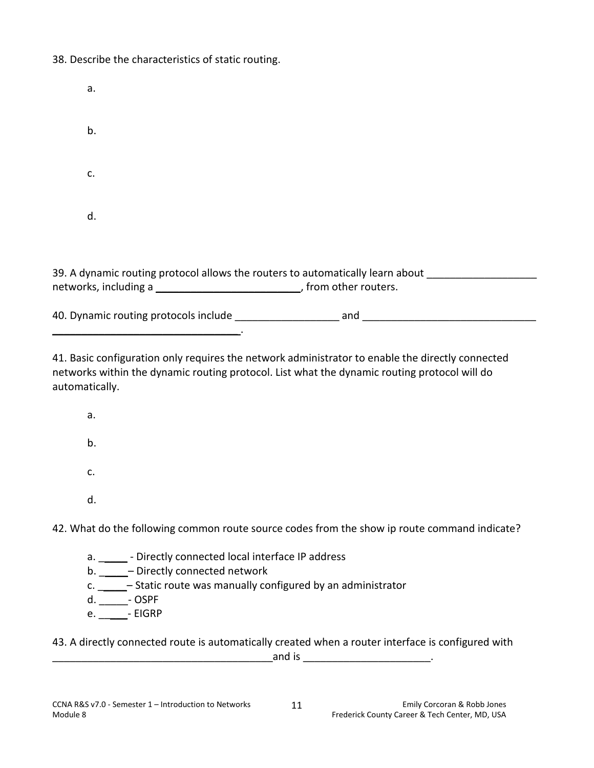38. Describe the characteristics of static routing.

a.

b.

c.

d.

39. A dynamic routing protocol allows the routers to automatically learn about ___________________ networks, including a _________________________, from other routers.

40. Dynamic routing protocols include __________________ and ______________________________ _________________________________.

41. Basic configuration only requires the network administrator to enable the directly connected networks within the dynamic routing protocol. List what the dynamic routing protocol will do automatically.

a.

b.

c.

d.

42. What do the following common route source codes from the show ip route command indicate?

a. _____ - Directly connected local interface IP address
b. _____ – Directly connected network
c. _____ – Static route was manually configured by an administrator
d. _____ - OSPF
e. _____ - EIGRP

43. A directly connected route is automatically created when a router interface is configured with ______________________________________ and is ______________________.